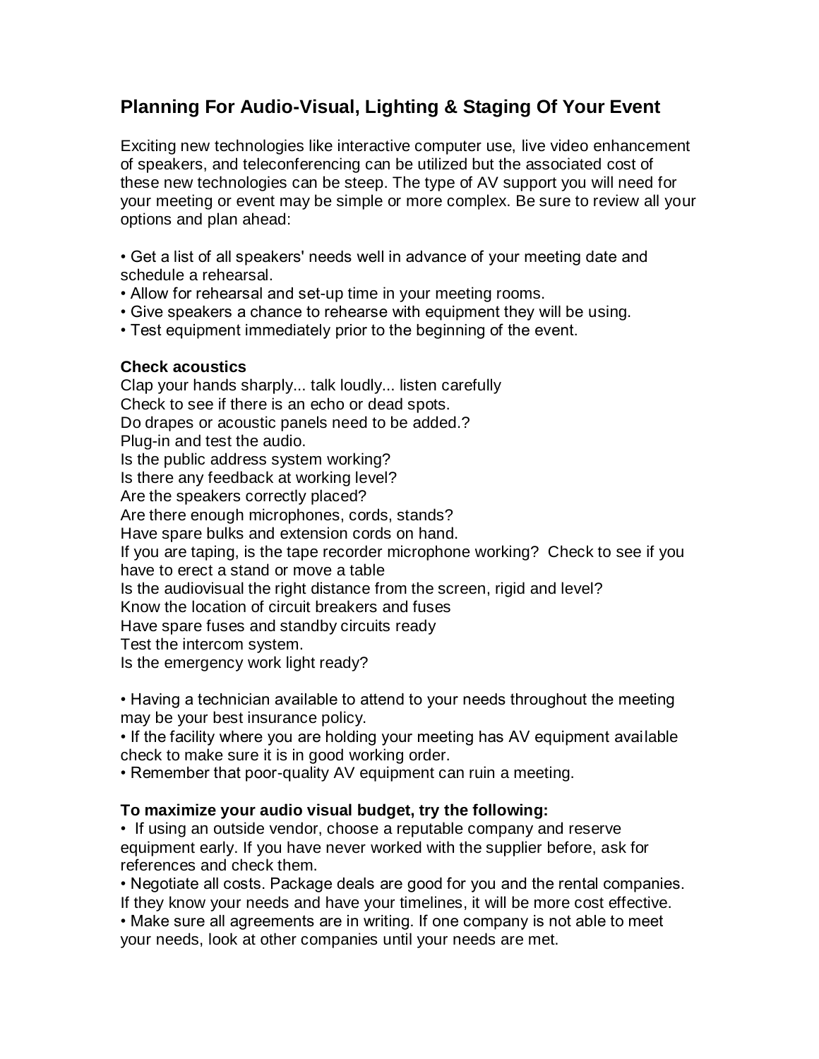# Planning For Audio-Visual, Lighting & Staging Of Your Event

Exciting new technologies like interactive computer use, live video enhancement of speakers, and teleconferencing can be utilized but the associated cost of these new technologies can be steep. The type of AV support you will need for your meeting or event may be simple or more complex. Be sure to review all your options and plan ahead:

- Get a list of all speakers' needs well in advance of your meeting date and schedule a rehearsal.
- Allow for rehearsal and set-up time in your meeting rooms.
- Give speakers a chance to rehearse with equipment they will be using.
- Test equipment immediately prior to the beginning of the event.

**Check acoustics**

Clap your hands sharply... talk loudly... listen carefully
Check to see if there is an echo or dead spots.
Do drapes or acoustic panels need to be added.?
Plug-in and test the audio.
Is the public address system working?
Is there any feedback at working level?
Are the speakers correctly placed?
Are there enough microphones, cords, stands?
Have spare bulks and extension cords on hand.
If you are taping, is the tape recorder microphone working? Check to see if you have to erect a stand or move a table
Is the audiovisual the right distance from the screen, rigid and level?
Know the location of circuit breakers and fuses
Have spare fuses and standby circuits ready
Test the intercom system.
Is the emergency work light ready?

- Having a technician available to attend to your needs throughout the meeting may be your best insurance policy.
- If the facility where you are holding your meeting has AV equipment available check to make sure it is in good working order.
- Remember that poor-quality AV equipment can ruin a meeting.

**To maximize your audio visual budget, try the following:**

- If using an outside vendor, choose a reputable company and reserve equipment early. If you have never worked with the supplier before, ask for references and check them.
- Negotiate all costs. Package deals are good for you and the rental companies. If they know your needs and have your timelines, it will be more cost effective.
- Make sure all agreements are in writing. If one company is not able to meet your needs, look at other companies until your needs are met.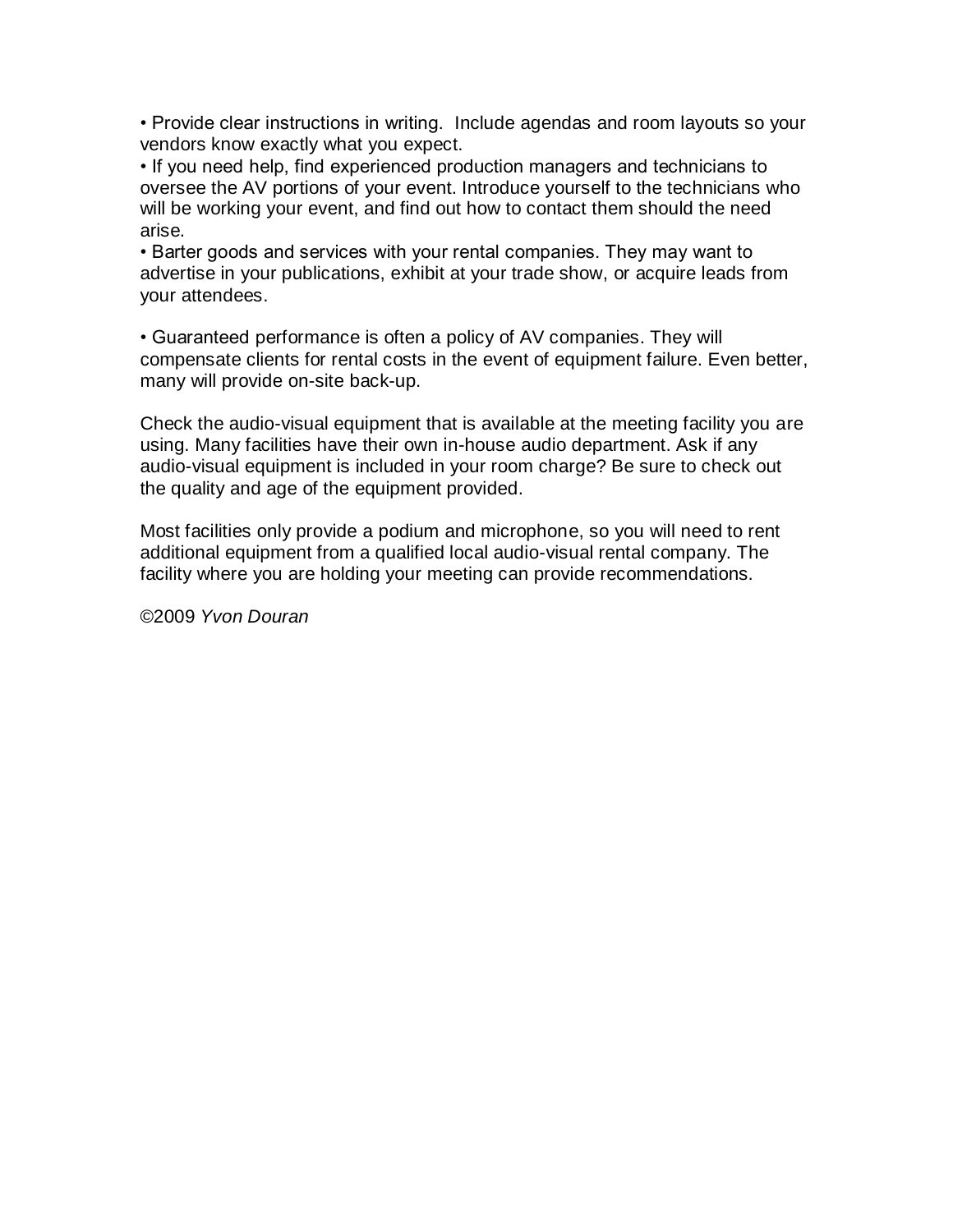- Provide clear instructions in writing. Include agendas and room layouts so your vendors know exactly what you expect.
- If you need help, find experienced production managers and technicians to oversee the AV portions of your event. Introduce yourself to the technicians who will be working your event, and find out how to contact them should the need arise.
- Barter goods and services with your rental companies. They may want to advertise in your publications, exhibit at your trade show, or acquire leads from your attendees.

- Guaranteed performance is often a policy of AV companies. They will compensate clients for rental costs in the event of equipment failure. Even better, many will provide on-site back-up.

Check the audio-visual equipment that is available at the meeting facility you are using. Many facilities have their own in-house audio department. Ask if any audio-visual equipment is included in your room charge? Be sure to check out the quality and age of the equipment provided.

Most facilities only provide a podium and microphone, so you will need to rent additional equipment from a qualified local audio-visual rental company. The facility where you are holding your meeting can provide recommendations.

©2009 *Yvon Douran*